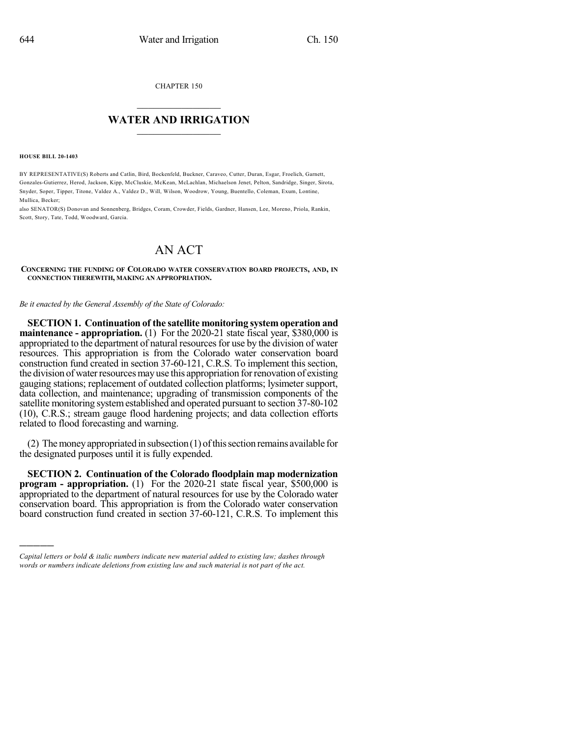CHAPTER 150

# WATER AND IRRIGATION

**HOUSE BILL 20-1403**

BY REPRESENTATIVE(S) Roberts and Catlin, Bird, Bockenfeld, Buckner, Caraveo, Cutter, Duran, Esgar, Froelich, Garnett, Gonzales-Gutierrez, Herod, Jackson, Kipp, McCluskie, McKean, McLachlan, Michaelson Jenet, Pelton, Sandridge, Singer, Sirota, Snyder, Soper, Tipper, Titone, Valdez A., Valdez D., Will, Wilson, Woodrow, Young, Buentello, Coleman, Exum, Lontine, Mullica, Becker;

also SENATOR(S) Donovan and Sonnenberg, Bridges, Coram, Crowder, Fields, Gardner, Hansen, Lee, Moreno, Priola, Rankin, Scott, Story, Tate, Todd, Woodward, Garcia.

# AN ACT

**CONCERNING THE FUNDING OF COLORADO WATER CONSERVATION BOARD PROJECTS, AND, IN CONNECTION THEREWITH, MAKING AN APPROPRIATION.**

*Be it enacted by the General Assembly of the State of Colorado:*

**SECTION 1. Continuation of the satellite monitoring system operation and maintenance - appropriation.** (1) For the 2020-21 state fiscal year, \$380,000 is appropriated to the department of natural resources for use by the division of water resources. This appropriation is from the Colorado water conservation board construction fund created in section 37-60-121, C.R.S. To implement this section, the division of water resources may use this appropriation for renovation of existing gauging stations; replacement of outdated collection platforms; lysimeter support, data collection, and maintenance; upgrading of transmission components of the satellite monitoring system established and operated pursuant to section 37-80-102 (10), C.R.S.; stream gauge flood hardening projects; and data collection efforts related to flood forecasting and warning.

(2) The money appropriated in subsection (1) of this section remains available for the designated purposes until it is fully expended.

**SECTION 2. Continuation of the Colorado floodplain map modernization program - appropriation.** (1) For the 2020-21 state fiscal year, \$500,000 is appropriated to the department of natural resources for use by the Colorado water conservation board. This appropriation is from the Colorado water conservation board construction fund created in section 37-60-121, C.R.S. To implement this

---

*Capital letters or bold & italic numbers indicate new material added to existing law; dashes through words or numbers indicate deletions from existing law and such material is not part of the act.*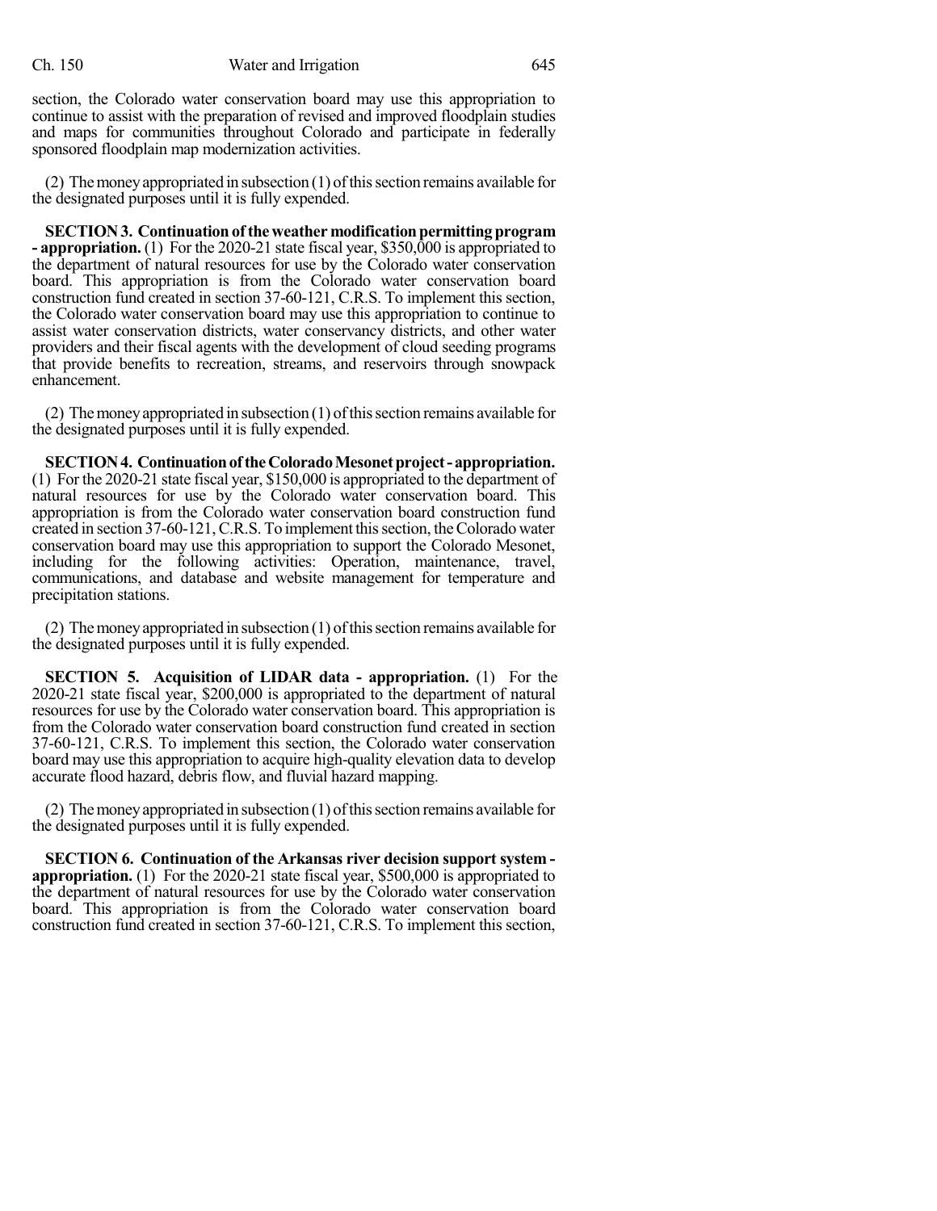section, the Colorado water conservation board may use this appropriation to continue to assist with the preparation of revised and improved floodplain studies and maps for communities throughout Colorado and participate in federally sponsored floodplain map modernization activities.

(2) The money appropriated in subsection (1) of this section remains available for the designated purposes until it is fully expended.

**SECTION 3. Continuation of the weather modification permitting program - appropriation.** (1) For the 2020-21 state fiscal year, $350,000 is appropriated to the department of natural resources for use by the Colorado water conservation board. This appropriation is from the Colorado water conservation board construction fund created in section 37-60-121, C.R.S. To implement this section, the Colorado water conservation board may use this appropriation to continue to assist water conservation districts, water conservancy districts, and other water providers and their fiscal agents with the development of cloud seeding programs that provide benefits to recreation, streams, and reservoirs through snowpack enhancement.

(2) The money appropriated in subsection (1) of this section remains available for the designated purposes until it is fully expended.

**SECTION 4. Continuation of the Colorado Mesonet project - appropriation.** (1) For the 2020-21 state fiscal year, $150,000 is appropriated to the department of natural resources for use by the Colorado water conservation board. This appropriation is from the Colorado water conservation board construction fund created in section 37-60-121, C.R.S. To implement this section, the Colorado water conservation board may use this appropriation to support the Colorado Mesonet, including for the following activities: Operation, maintenance, travel, communications, and database and website management for temperature and precipitation stations.

(2) The money appropriated in subsection (1) of this section remains available for the designated purposes until it is fully expended.

**SECTION 5. Acquisition of LIDAR data - appropriation.** (1) For the 2020-21 state fiscal year, $200,000 is appropriated to the department of natural resources for use by the Colorado water conservation board. This appropriation is from the Colorado water conservation board construction fund created in section 37-60-121, C.R.S. To implement this section, the Colorado water conservation board may use this appropriation to acquire high-quality elevation data to develop accurate flood hazard, debris flow, and fluvial hazard mapping.

(2) The money appropriated in subsection (1) of this section remains available for the designated purposes until it is fully expended.

**SECTION 6. Continuation of the Arkansas river decision support system - appropriation.** (1) For the 2020-21 state fiscal year, $500,000 is appropriated to the department of natural resources for use by the Colorado water conservation board. This appropriation is from the Colorado water conservation board construction fund created in section 37-60-121, C.R.S. To implement this section,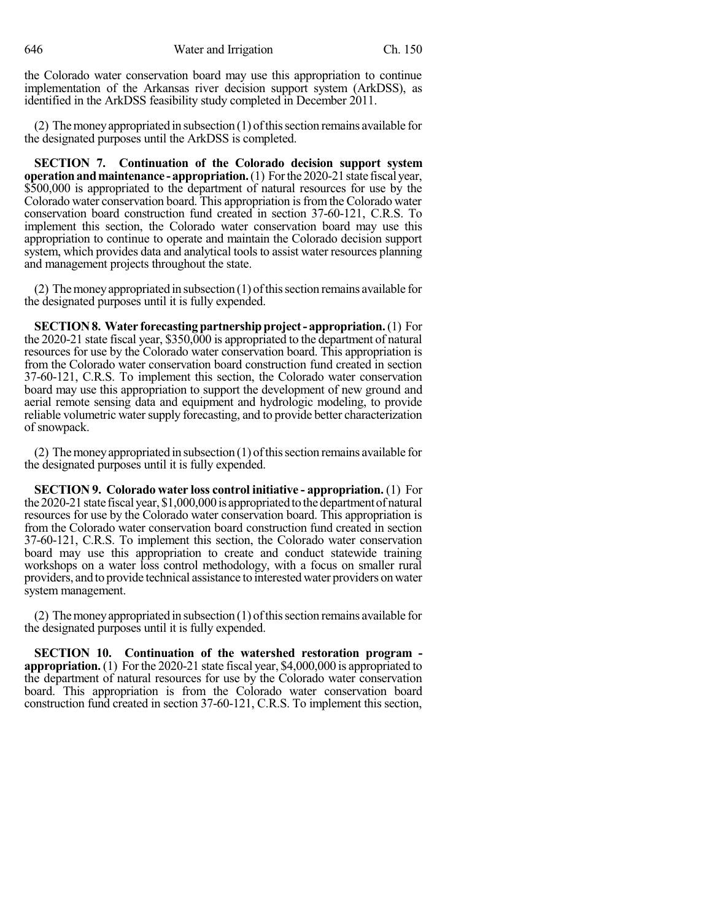the Colorado water conservation board may use this appropriation to continue implementation of the Arkansas river decision support system (ArkDSS), as identified in the ArkDSS feasibility study completed in December 2011.

(2) The money appropriated in subsection (1) of this section remains available for the designated purposes until the ArkDSS is completed.

**SECTION 7. Continuation of the Colorado decision support system operation and maintenance - appropriation.** (1) For the 2020-21 state fiscal year, $500,000 is appropriated to the department of natural resources for use by the Colorado water conservation board. This appropriation is from the Colorado water conservation board construction fund created in section 37-60-121, C.R.S. To implement this section, the Colorado water conservation board may use this appropriation to continue to operate and maintain the Colorado decision support system, which provides data and analytical tools to assist water resources planning and management projects throughout the state.

(2) The money appropriated in subsection (1) of this section remains available for the designated purposes until it is fully expended.

**SECTION 8. Water forecasting partnership project - appropriation.** (1) For the 2020-21 state fiscal year, $350,000 is appropriated to the department of natural resources for use by the Colorado water conservation board. This appropriation is from the Colorado water conservation board construction fund created in section 37-60-121, C.R.S. To implement this section, the Colorado water conservation board may use this appropriation to support the development of new ground and aerial remote sensing data and equipment and hydrologic modeling, to provide reliable volumetric water supply forecasting, and to provide better characterization of snowpack.

(2) The money appropriated in subsection (1) of this section remains available for the designated purposes until it is fully expended.

**SECTION 9. Colorado water loss control initiative - appropriation.** (1) For the 2020-21 state fiscal year, $1,000,000 is appropriated to the department of natural resources for use by the Colorado water conservation board. This appropriation is from the Colorado water conservation board construction fund created in section 37-60-121, C.R.S. To implement this section, the Colorado water conservation board may use this appropriation to create and conduct statewide training workshops on a water loss control methodology, with a focus on smaller rural providers, and to provide technical assistance to interested water providers on water system management.

(2) The money appropriated in subsection (1) of this section remains available for the designated purposes until it is fully expended.

**SECTION 10. Continuation of the watershed restoration program - appropriation.** (1) For the 2020-21 state fiscal year, $4,000,000 is appropriated to the department of natural resources for use by the Colorado water conservation board. This appropriation is from the Colorado water conservation board construction fund created in section 37-60-121, C.R.S. To implement this section,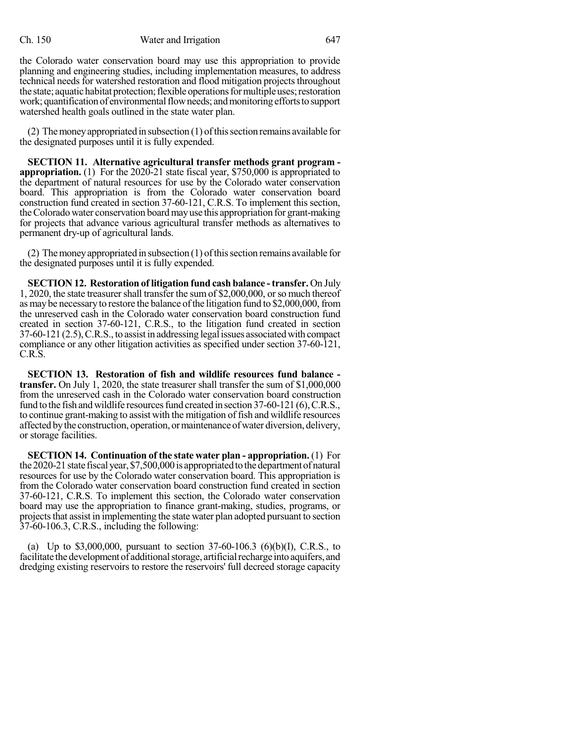the Colorado water conservation board may use this appropriation to provide planning and engineering studies, including implementation measures, to address technical needs for watershed restoration and flood mitigation projects throughout the state; aquatic habitat protection; flexible operations for multiple uses; restoration work; quantification of environmental flow needs; and monitoring efforts to support watershed health goals outlined in the state water plan.

(2) The money appropriated in subsection (1) of this section remains available for the designated purposes until it is fully expended.

**SECTION 11. Alternative agricultural transfer methods grant program - appropriation.** (1) For the 2020-21 state fiscal year, $750,000 is appropriated to the department of natural resources for use by the Colorado water conservation board. This appropriation is from the Colorado water conservation board construction fund created in section 37-60-121, C.R.S. To implement this section, the Colorado water conservation board may use this appropriation for grant-making for projects that advance various agricultural transfer methods as alternatives to permanent dry-up of agricultural lands.

(2) The money appropriated in subsection (1) of this section remains available for the designated purposes until it is fully expended.

**SECTION 12. Restoration of litigation fund cash balance - transfer.** On July 1, 2020, the state treasurer shall transfer the sum of $2,000,000, or so much thereof as may be necessary to restore the balance of the litigation fund to $2,000,000, from the unreserved cash in the Colorado water conservation board construction fund created in section 37-60-121, C.R.S., to the litigation fund created in section 37-60-121 (2.5), C.R.S., to assist in addressing legal issues associated with compact compliance or any other litigation activities as specified under section 37-60-121, C.R.S.

**SECTION 13. Restoration of fish and wildlife resources fund balance - transfer.** On July 1, 2020, the state treasurer shall transfer the sum of $1,000,000 from the unreserved cash in the Colorado water conservation board construction fund to the fish and wildlife resources fund created in section 37-60-121 (6), C.R.S., to continue grant-making to assist with the mitigation of fish and wildlife resources affected by the construction, operation, or maintenance of water diversion, delivery, or storage facilities.

**SECTION 14. Continuation of the state water plan - appropriation.** (1) For the 2020-21 state fiscal year, $7,500,000 is appropriated to the department of natural resources for use by the Colorado water conservation board. This appropriation is from the Colorado water conservation board construction fund created in section 37-60-121, C.R.S. To implement this section, the Colorado water conservation board may use the appropriation to finance grant-making, studies, programs, or projects that assist in implementing the state water plan adopted pursuant to section 37-60-106.3, C.R.S., including the following:

(a) Up to $3,000,000, pursuant to section 37-60-106.3 (6)(b)(I), C.R.S., to facilitate the development of additional storage, artificial recharge into aquifers, and dredging existing reservoirs to restore the reservoirs' full decreed storage capacity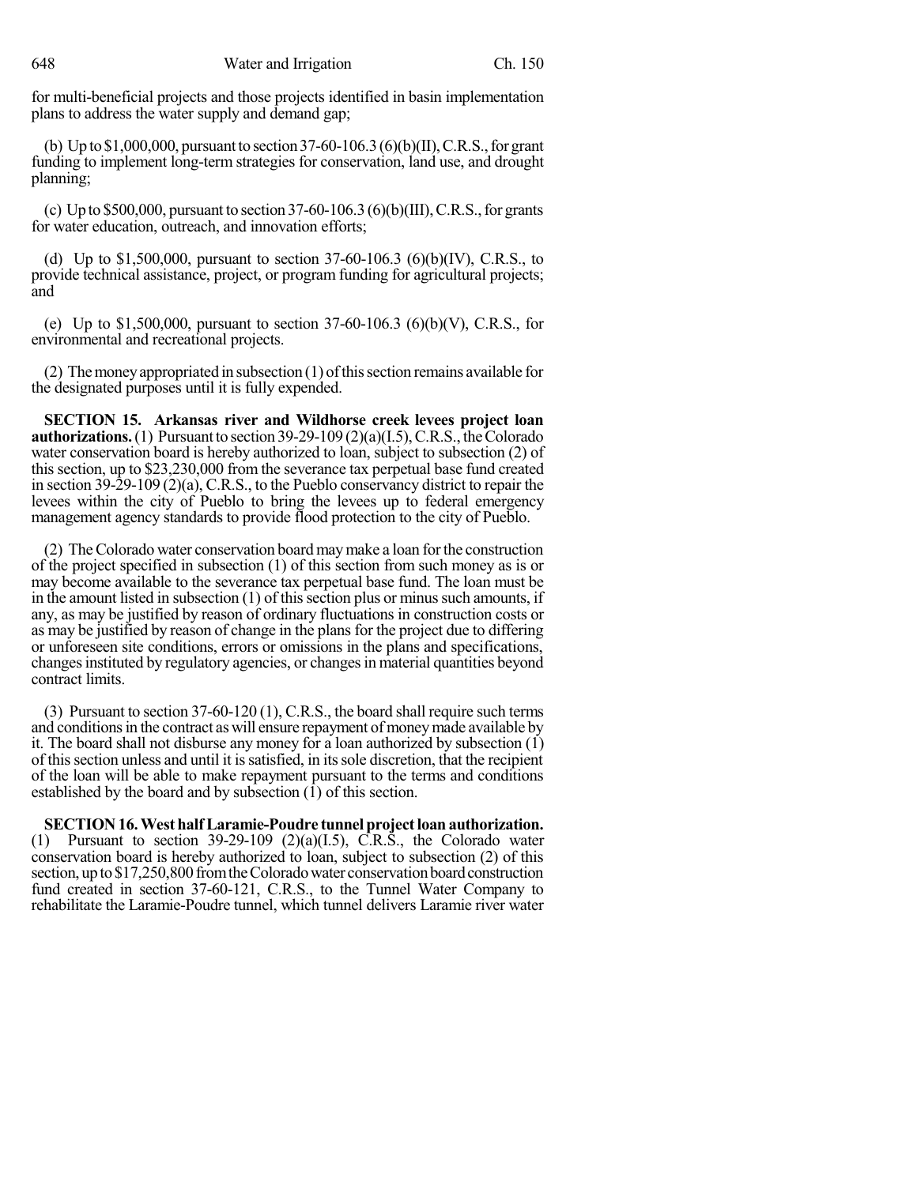for multi-beneficial projects and those projects identified in basin implementation plans to address the water supply and demand gap;

(b) Up to $1,000,000, pursuant to section 37-60-106.3 (6)(b)(II), C.R.S., for grant funding to implement long-term strategies for conservation, land use, and drought planning;

(c) Up to $500,000, pursuant to section 37-60-106.3 (6)(b)(III), C.R.S., for grants for water education, outreach, and innovation efforts;

(d) Up to $1,500,000, pursuant to section 37-60-106.3 (6)(b)(IV), C.R.S., to provide technical assistance, project, or program funding for agricultural projects; and

(e) Up to $1,500,000, pursuant to section 37-60-106.3 (6)(b)(V), C.R.S., for environmental and recreational projects.

(2) The money appropriated in subsection (1) of this section remains available for the designated purposes until it is fully expended.

**SECTION 15. Arkansas river and Wildhorse creek levees project loan authorizations.** (1) Pursuant to section 39-29-109 (2)(a)(I.5), C.R.S., the Colorado water conservation board is hereby authorized to loan, subject to subsection (2) of this section, up to $23,230,000 from the severance tax perpetual base fund created in section 39-29-109 (2)(a), C.R.S., to the Pueblo conservancy district to repair the levees within the city of Pueblo to bring the levees up to federal emergency management agency standards to provide flood protection to the city of Pueblo.

(2) The Colorado water conservation board may make a loan for the construction of the project specified in subsection (1) of this section from such money as is or may become available to the severance tax perpetual base fund. The loan must be in the amount listed in subsection (1) of this section plus or minus such amounts, if any, as may be justified by reason of ordinary fluctuations in construction costs or as may be justified by reason of change in the plans for the project due to differing or unforeseen site conditions, errors or omissions in the plans and specifications, changes instituted by regulatory agencies, or changes in material quantities beyond contract limits.

(3) Pursuant to section 37-60-120 (1), C.R.S., the board shall require such terms and conditions in the contract as will ensure repayment of money made available by it. The board shall not disburse any money for a loan authorized by subsection (1) of this section unless and until it is satisfied, in its sole discretion, that the recipient of the loan will be able to make repayment pursuant to the terms and conditions established by the board and by subsection (1) of this section.

**SECTION 16. West half Laramie-Poudre tunnel project loan authorization.** (1) Pursuant to section 39-29-109 (2)(a)(I.5), C.R.S., the Colorado water conservation board is hereby authorized to loan, subject to subsection (2) of this section, up to $17,250,800 from the Colorado water conservation board construction fund created in section 37-60-121, C.R.S., to the Tunnel Water Company to rehabilitate the Laramie-Poudre tunnel, which tunnel delivers Laramie river water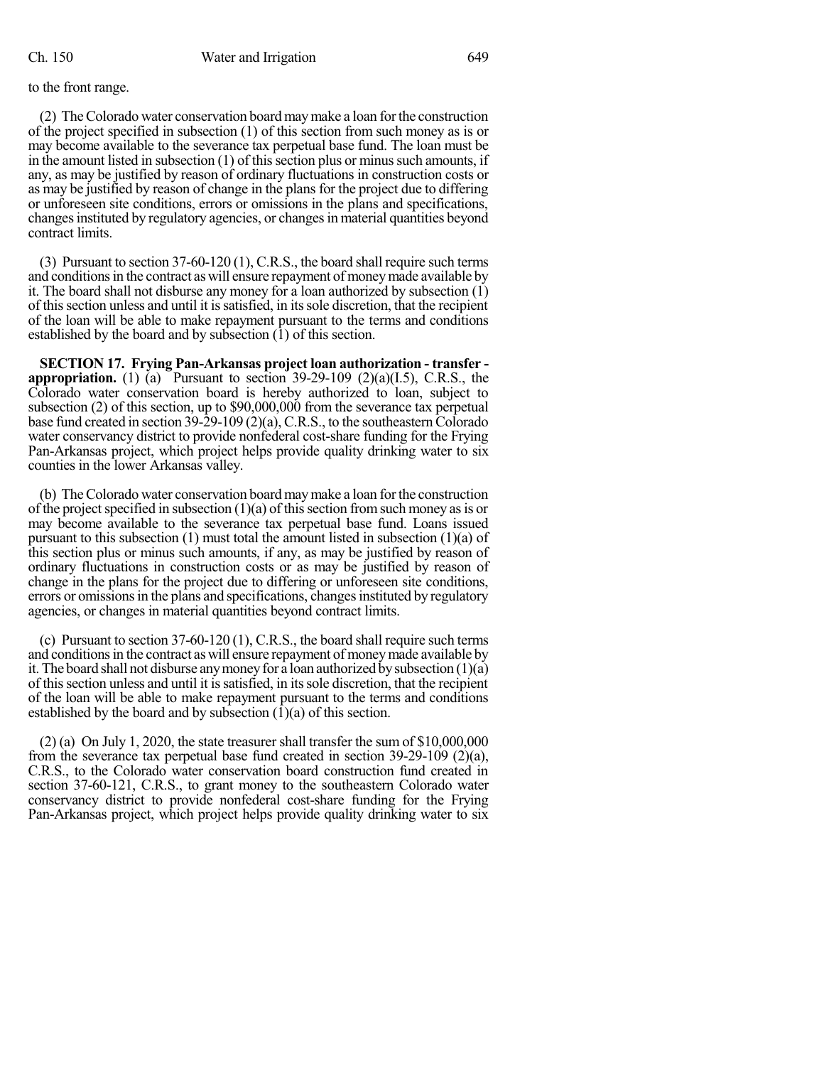to the front range.

(2) The Colorado water conservation board may make a loan for the construction of the project specified in subsection (1) of this section from such money as is or may become available to the severance tax perpetual base fund. The loan must be in the amount listed in subsection (1) of this section plus or minus such amounts, if any, as may be justified by reason of ordinary fluctuations in construction costs or as may be justified by reason of change in the plans for the project due to differing or unforeseen site conditions, errors or omissions in the plans and specifications, changes instituted by regulatory agencies, or changes in material quantities beyond contract limits.

(3) Pursuant to section 37-60-120 (1), C.R.S., the board shall require such terms and conditions in the contract as will ensure repayment of money made available by it. The board shall not disburse any money for a loan authorized by subsection (1) of this section unless and until it is satisfied, in its sole discretion, that the recipient of the loan will be able to make repayment pursuant to the terms and conditions established by the board and by subsection (1) of this section.

**SECTION 17. Frying Pan-Arkansas project loan authorization - transfer - appropriation.** (1) (a) Pursuant to section 39-29-109 (2)(a)(I.5), C.R.S., the Colorado water conservation board is hereby authorized to loan, subject to subsection (2) of this section, up to $90,000,000 from the severance tax perpetual base fund created in section 39-29-109 (2)(a), C.R.S., to the southeastern Colorado water conservancy district to provide nonfederal cost-share funding for the Frying Pan-Arkansas project, which project helps provide quality drinking water to six counties in the lower Arkansas valley.

(b) The Colorado water conservation board may make a loan for the construction of the project specified in subsection (1)(a) of this section from such money as is or may become available to the severance tax perpetual base fund. Loans issued pursuant to this subsection (1) must total the amount listed in subsection (1)(a) of this section plus or minus such amounts, if any, as may be justified by reason of ordinary fluctuations in construction costs or as may be justified by reason of change in the plans for the project due to differing or unforeseen site conditions, errors or omissions in the plans and specifications, changes instituted by regulatory agencies, or changes in material quantities beyond contract limits.

(c) Pursuant to section 37-60-120 (1), C.R.S., the board shall require such terms and conditions in the contract as will ensure repayment of money made available by it. The board shall not disburse any money for a loan authorized by subsection (1)(a) of this section unless and until it is satisfied, in its sole discretion, that the recipient of the loan will be able to make repayment pursuant to the terms and conditions established by the board and by subsection (1)(a) of this section.

(2) (a) On July 1, 2020, the state treasurer shall transfer the sum of $10,000,000 from the severance tax perpetual base fund created in section 39-29-109 (2)(a), C.R.S., to the Colorado water conservation board construction fund created in section 37-60-121, C.R.S., to grant money to the southeastern Colorado water conservancy district to provide nonfederal cost-share funding for the Frying Pan-Arkansas project, which project helps provide quality drinking water to six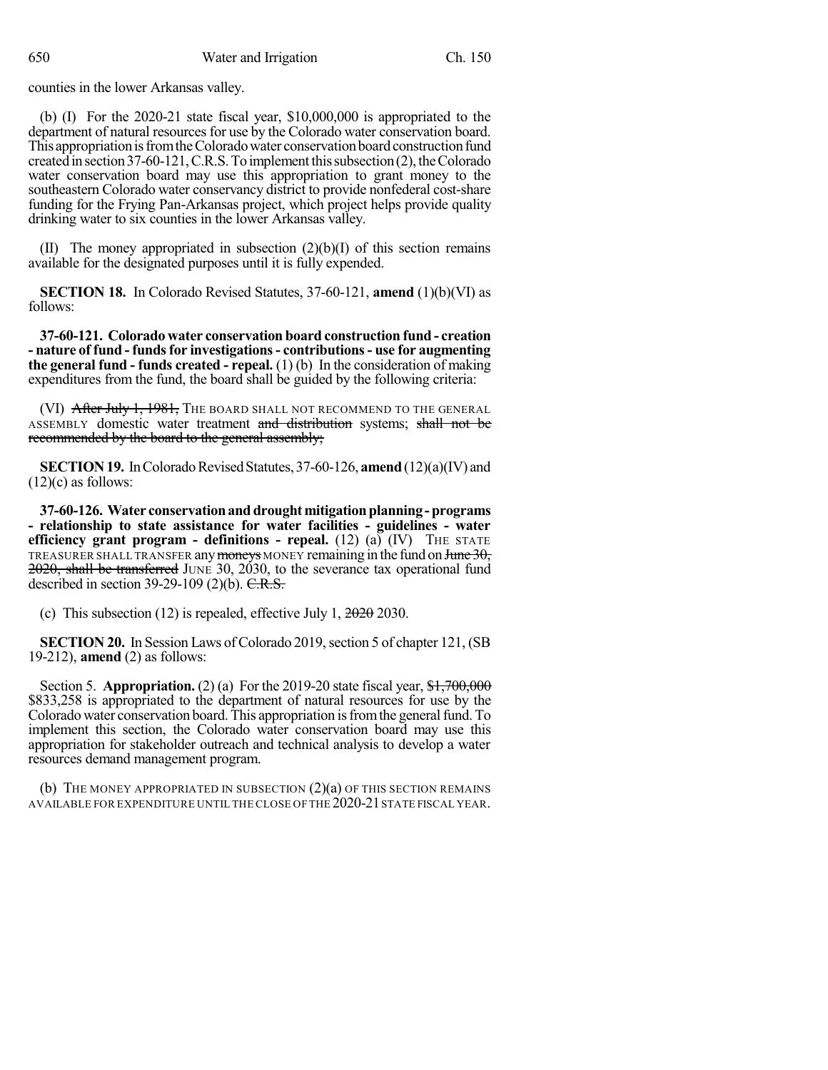counties in the lower Arkansas valley.

(b) (I) For the 2020-21 state fiscal year, $10,000,000 is appropriated to the department of natural resources for use by the Colorado water conservation board. This appropriation is from the Colorado water conservation board construction fund created in section 37-60-121, C.R.S. To implement this subsection (2), the Colorado water conservation board may use this appropriation to grant money to the southeastern Colorado water conservancy district to provide nonfederal cost-share funding for the Frying Pan-Arkansas project, which project helps provide quality drinking water to six counties in the lower Arkansas valley.

(II) The money appropriated in subsection (2)(b)(I) of this section remains available for the designated purposes until it is fully expended.

**SECTION 18.** In Colorado Revised Statutes, 37-60-121, **amend** (1)(b)(VI) as follows:

**37-60-121. Colorado water conservation board construction fund - creation - nature of fund - funds for investigations - contributions - use for augmenting the general fund - funds created - repeal.** (1) (b) In the consideration of making expenditures from the fund, the board shall be guided by the following criteria:

(VI) ~~After July 1, 1981,~~ THE BOARD SHALL NOT RECOMMEND TO THE GENERAL ASSEMBLY domestic water treatment ~~and distribution~~ systems; ~~shall not be recommended by the board to the general assembly;~~

**SECTION 19.** In Colorado Revised Statutes, 37-60-126, **amend** (12)(a)(IV) and (12)(c) as follows:

**37-60-126. Water conservation and drought mitigation planning - programs - relationship to state assistance for water facilities - guidelines - water efficiency grant program - definitions - repeal.** (12) (a) (IV) THE STATE TREASURER SHALL TRANSFER any ~~moneys~~ MONEY remaining in the fund on ~~June 30, 2020, shall be transferred~~ JUNE 30, 2030, to the severance tax operational fund described in section 39-29-109 (2)(b). ~~C.R.S.~~

(c) This subsection (12) is repealed, effective July 1, ~~2020~~ 2030.

**SECTION 20.** In Session Laws of Colorado 2019, section 5 of chapter 121, (SB 19-212), **amend** (2) as follows:

Section 5. **Appropriation.** (2) (a) For the 2019-20 state fiscal year, ~~$1,700,000~~ $833,258 is appropriated to the department of natural resources for use by the Colorado water conservation board. This appropriation is from the general fund. To implement this section, the Colorado water conservation board may use this appropriation for stakeholder outreach and technical analysis to develop a water resources demand management program.

(b) THE MONEY APPROPRIATED IN SUBSECTION (2)(a) OF THIS SECTION REMAINS AVAILABLE FOR EXPENDITURE UNTIL THE CLOSE OF THE 2020-21 STATE FISCAL YEAR.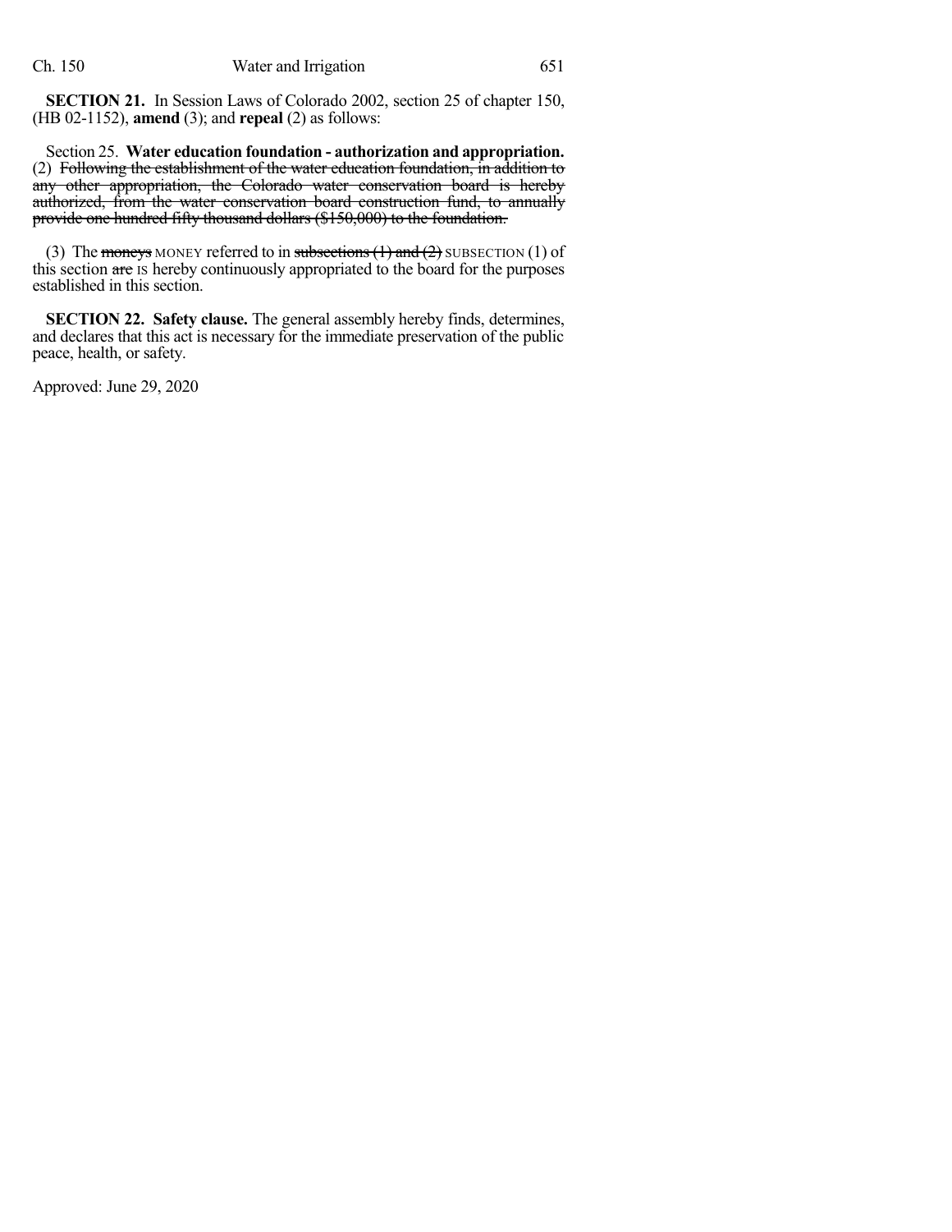**SECTION 21.** In Session Laws of Colorado 2002, section 25 of chapter 150, (HB 02-1152), **amend** (3); and **repeal** (2) as follows:

Section 25. **Water education foundation - authorization and appropriation.** (2) ~~Following the establishment of the water education foundation, in addition to any other appropriation, the Colorado water conservation board is hereby authorized, from the water conservation board construction fund, to annually provide one hundred fifty thousand dollars ($150,000) to the foundation.~~

(3) The ~~moneys~~ MONEY referred to in ~~subsections (1) and (2)~~ SUBSECTION (1) of this section ~~are~~ IS hereby continuously appropriated to the board for the purposes established in this section.

**SECTION 22. Safety clause.** The general assembly hereby finds, determines, and declares that this act is necessary for the immediate preservation of the public peace, health, or safety.

Approved: June 29, 2020